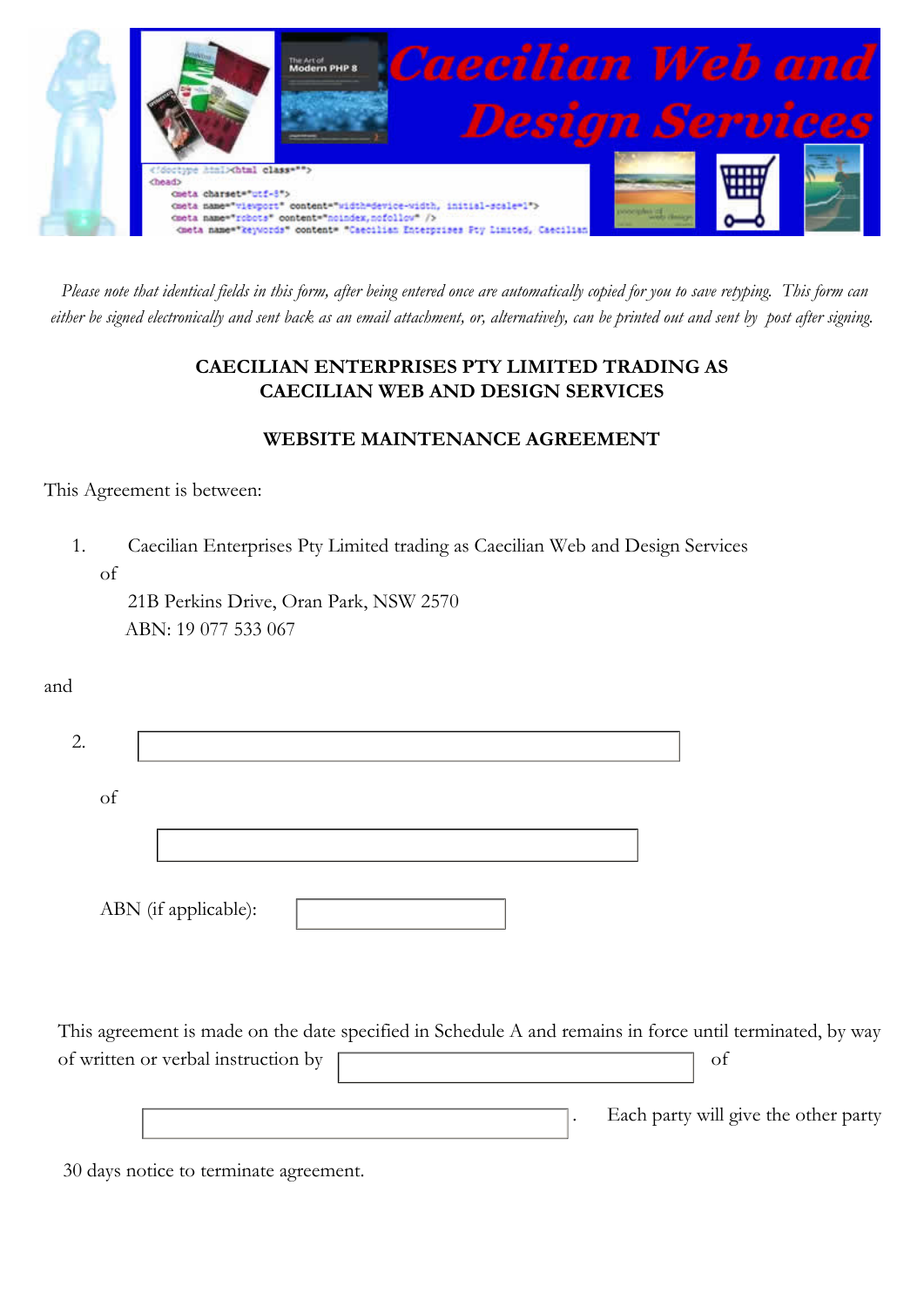*Please note that identical fields in this form, after being entered once are automatically copied for you to save retyping. This form can either be signed electronically and sent back as an email attachment, or, alternatively, can be printed out and sent by post after signing.*

**CAECILIAN ENTERPRISES PTY LIMITED TRADING AS CAECILIAN WEB AND DESIGN SERVICES**

**WEBSITE MAINTENANCE AGREEMENT**

This Agreement is between:

1. Caecilian Enterprises Pty Limited trading as Caecilian Web and Design Services
   of
   21B Perkins Drive, Oran Park, NSW 2570
   ABN: 19 077 533 067

and

2. ____________________

   of

   ____________________

   ABN (if applicable): ____________________

This agreement is made on the date specified in Schedule A and remains in force until terminated, by way of written or verbal instruction by ____________________ of ____________________. Each party will give the other party 30 days notice to terminate agreement.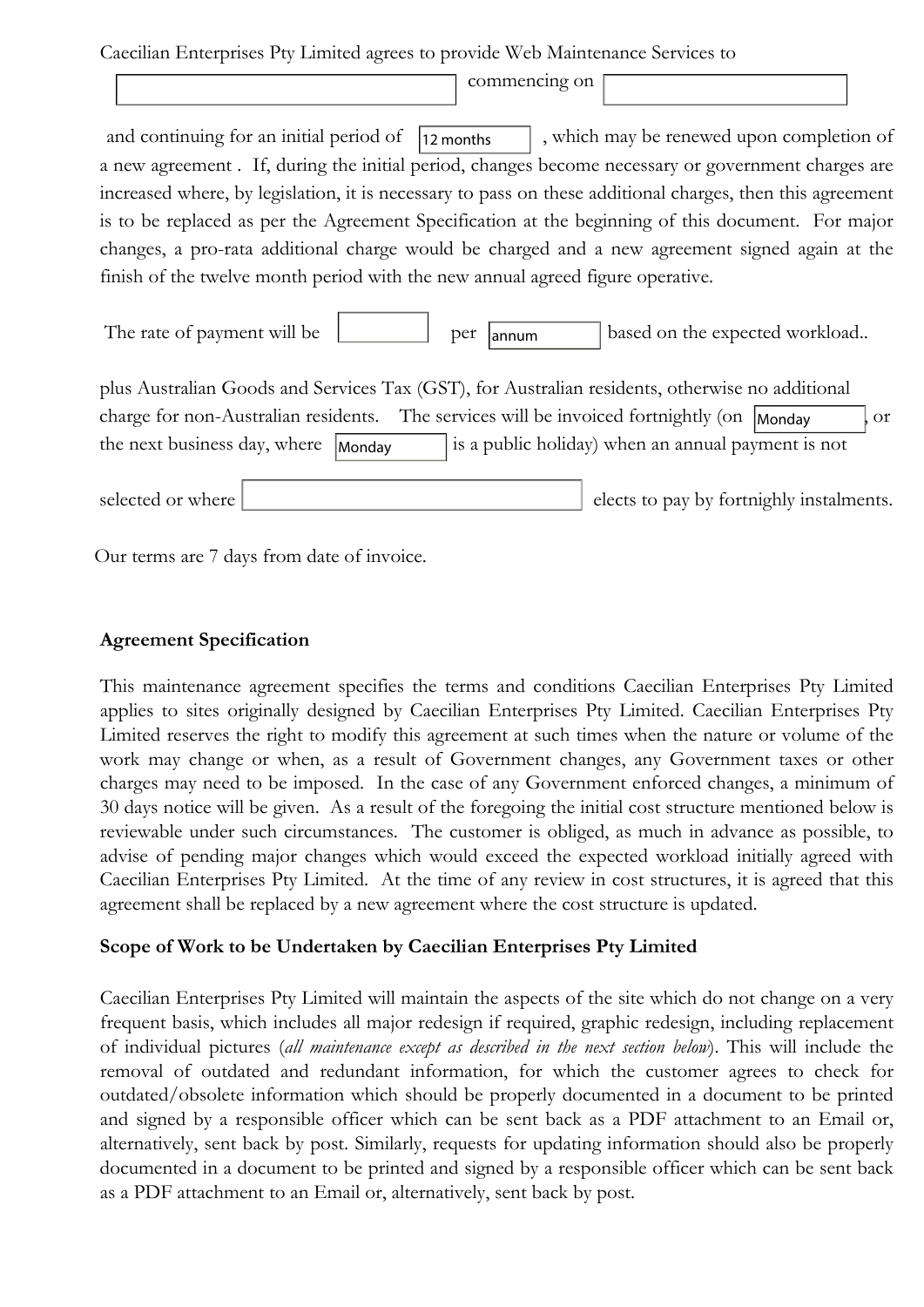Caecilian Enterprises Pty Limited agrees to provide Web Maintenance Services to [ ] commencing on [ ]

and continuing for an initial period of [12 months], which may be renewed upon completion of a new agreement . If, during the initial period, changes become necessary or government charges are increased where, by legislation, it is necessary to pass on these additional charges, then this agreement is to be replaced as per the Agreement Specification at the beginning of this document. For major changes, a pro-rata additional charge would be charged and a new agreement signed again at the finish of the twelve month period with the new annual agreed figure operative.

The rate of payment will be [ ] per [annum] based on the expected workload..

plus Australian Goods and Services Tax (GST), for Australian residents, otherwise no additional charge for non-Australian residents. The services will be invoiced fortnightly (on [Monday], or the next business day, where [Monday] is a public holiday) when an annual payment is not selected or where [ ] elects to pay by fortnighly instalments.

Our terms are 7 days from date of invoice.

**Agreement Specification**

This maintenance agreement specifies the terms and conditions Caecilian Enterprises Pty Limited applies to sites originally designed by Caecilian Enterprises Pty Limited. Caecilian Enterprises Pty Limited reserves the right to modify this agreement at such times when the nature or volume of the work may change or when, as a result of Government changes, any Government taxes or other charges may need to be imposed. In the case of any Government enforced changes, a minimum of 30 days notice will be given. As a result of the foregoing the initial cost structure mentioned below is reviewable under such circumstances. The customer is obliged, as much in advance as possible, to advise of pending major changes which would exceed the expected workload initially agreed with Caecilian Enterprises Pty Limited. At the time of any review in cost structures, it is agreed that this agreement shall be replaced by a new agreement where the cost structure is updated.

**Scope of Work to be Undertaken by Caecilian Enterprises Pty Limited**

Caecilian Enterprises Pty Limited will maintain the aspects of the site which do not change on a very frequent basis, which includes all major redesign if required, graphic redesign, including replacement of individual pictures (*all maintenance except as described in the next section below*). This will include the removal of outdated and redundant information, for which the customer agrees to check for outdated/obsolete information which should be properly documented in a document to be printed and signed by a responsible officer which can be sent back as a PDF attachment to an Email or, alternatively, sent back by post. Similarly, requests for updating information should also be properly documented in a document to be printed and signed by a responsible officer which can be sent back as a PDF attachment to an Email or, alternatively, sent back by post.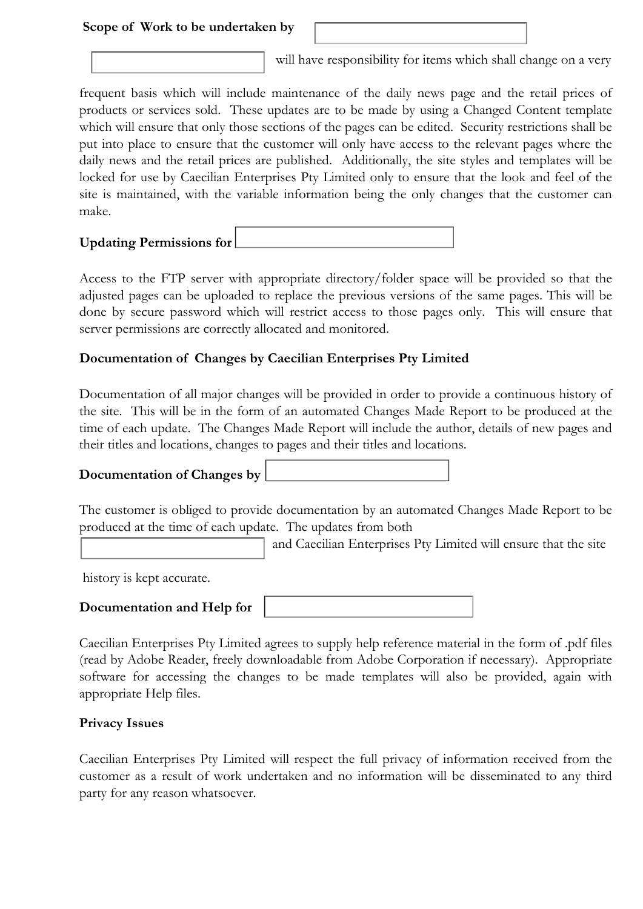**Scope of Work to be undertaken by** 

will have responsibility for items which shall change on a very frequent basis which will include maintenance of the daily news page and the retail prices of products or services sold. These updates are to be made by using a Changed Content template which will ensure that only those sections of the pages can be edited. Security restrictions shall be put into place to ensure that the customer will only have access to the relevant pages where the daily news and the retail prices are published. Additionally, the site styles and templates will be locked for use by Caecilian Enterprises Pty Limited only to ensure that the look and feel of the site is maintained, with the variable information being the only changes that the customer can make.

**Updating Permissions for** 

Access to the FTP server with appropriate directory/folder space will be provided so that the adjusted pages can be uploaded to replace the previous versions of the same pages. This will be done by secure password which will restrict access to those pages only. This will ensure that server permissions are correctly allocated and monitored.

**Documentation of Changes by Caecilian Enterprises Pty Limited**

Documentation of all major changes will be provided in order to provide a continuous history of the site. This will be in the form of an automated Changes Made Report to be produced at the time of each update. The Changes Made Report will include the author, details of new pages and their titles and locations, changes to pages and their titles and locations.

**Documentation of Changes by** 

The customer is obliged to provide documentation by an automated Changes Made Report to be produced at the time of each update. The updates from both and Caecilian Enterprises Pty Limited will ensure that the site history is kept accurate.

**Documentation and Help for** 

Caecilian Enterprises Pty Limited agrees to supply help reference material in the form of .pdf files (read by Adobe Reader, freely downloadable from Adobe Corporation if necessary). Appropriate software for accessing the changes to be made templates will also be provided, again with appropriate Help files.

**Privacy Issues**

Caecilian Enterprises Pty Limited will respect the full privacy of information received from the customer as a result of work undertaken and no information will be disseminated to any third party for any reason whatsoever.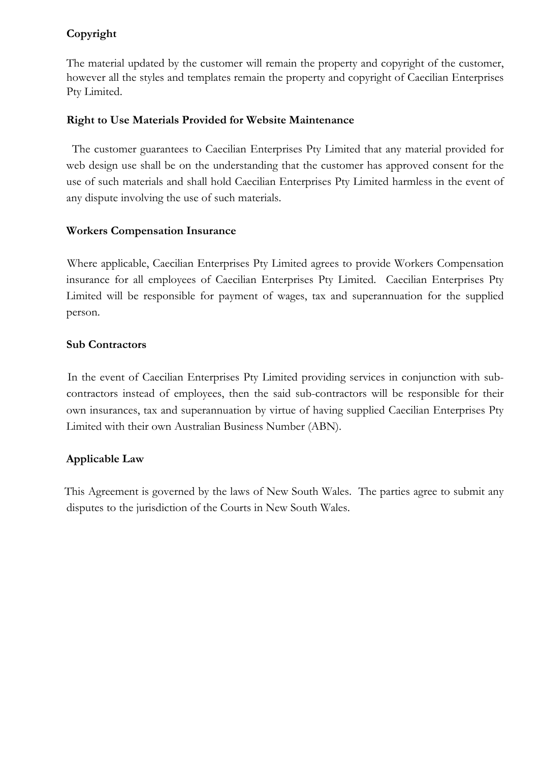**Copyright**

The material updated by the customer will remain the property and copyright of the customer, however all the styles and templates remain the property and copyright of Caecilian Enterprises Pty Limited.

**Right to Use Materials Provided for Website Maintenance**

The customer guarantees to Caecilian Enterprises Pty Limited that any material provided for web design use shall be on the understanding that the customer has approved consent for the use of such materials and shall hold Caecilian Enterprises Pty Limited harmless in the event of any dispute involving the use of such materials.

**Workers Compensation Insurance**

Where applicable, Caecilian Enterprises Pty Limited agrees to provide Workers Compensation insurance for all employees of Caecilian Enterprises Pty Limited. Caecilian Enterprises Pty Limited will be responsible for payment of wages, tax and superannuation for the supplied person.

**Sub Contractors**

In the event of Caecilian Enterprises Pty Limited providing services in conjunction with sub-contractors instead of employees, then the said sub-contractors will be responsible for their own insurances, tax and superannuation by virtue of having supplied Caecilian Enterprises Pty Limited with their own Australian Business Number (ABN).

**Applicable Law**

This Agreement is governed by the laws of New South Wales. The parties agree to submit any disputes to the jurisdiction of the Courts in New South Wales.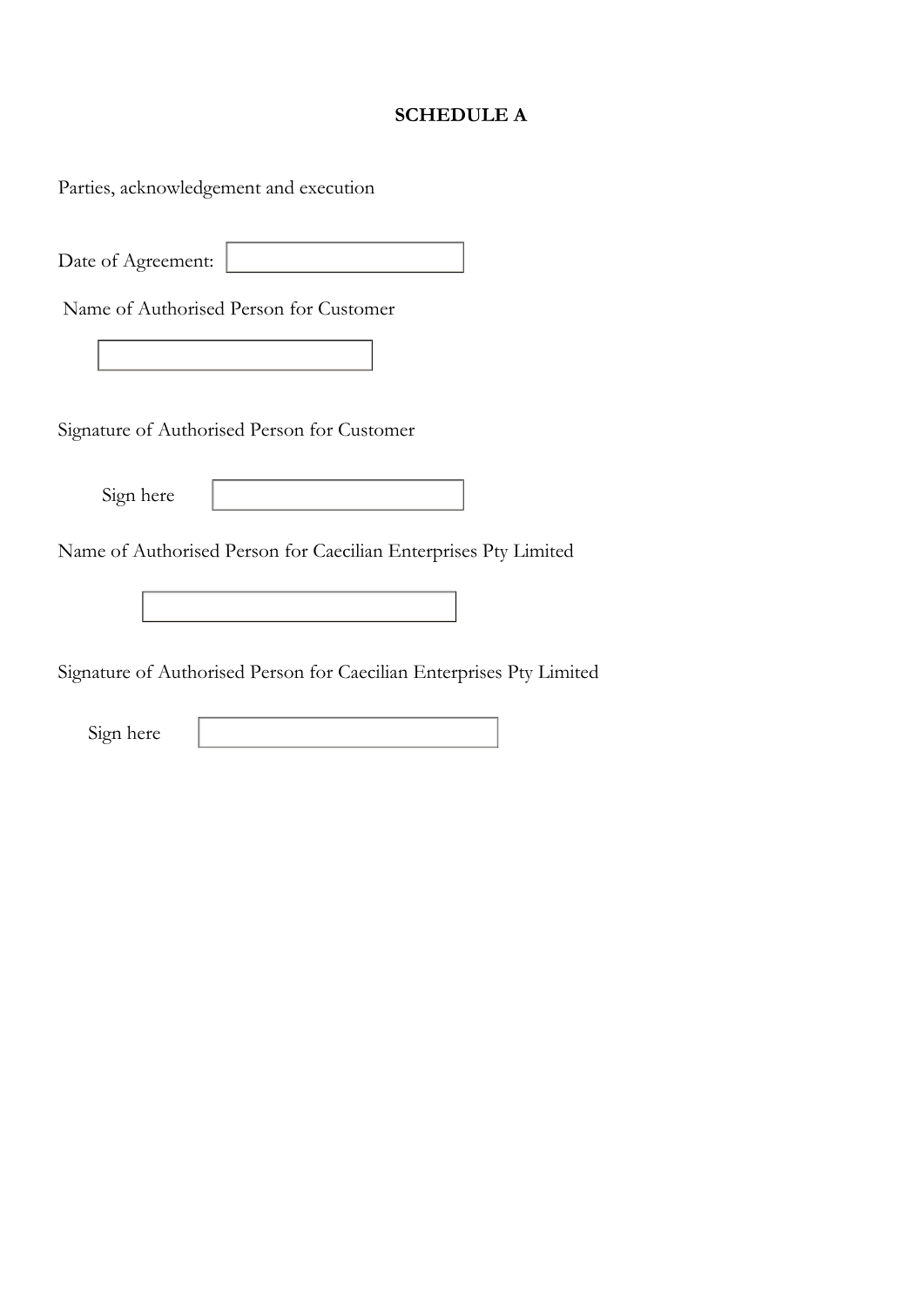# SCHEDULE A

Parties, acknowledgement and execution

Date of Agreement:

Name of Authorised Person for Customer

Signature of Authorised Person for Customer

Sign here

Name of Authorised Person for Caecilian Enterprises Pty Limited

Signature of Authorised Person for Caecilian Enterprises Pty Limited

Sign here